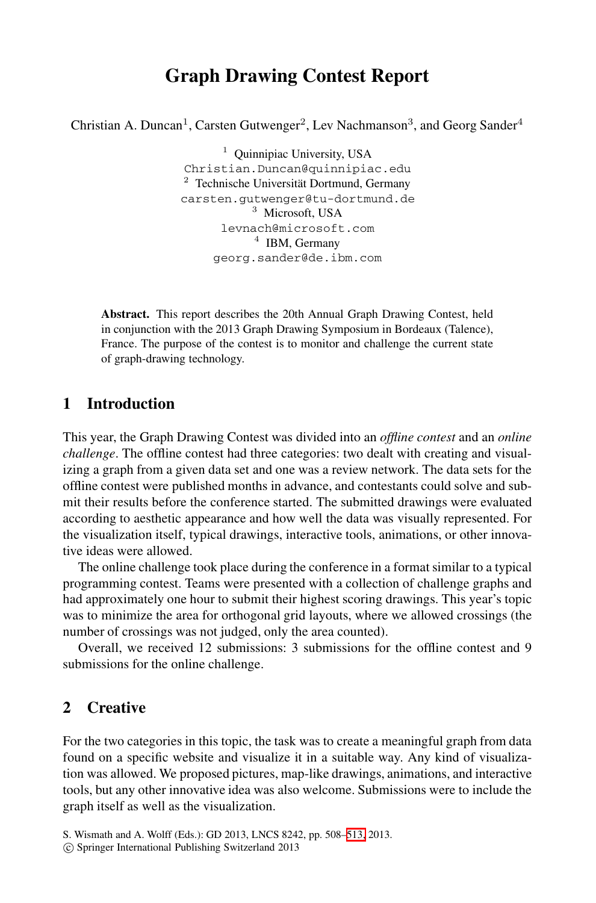# Graph Drawing Contest Report

Christian A. Duncan[1], Carsten Gutwenger[2], Lev Nachmanson[3], and Georg Sander[4]

[1] Quinnipiac University, USA
Christian.Duncan@quinnipiac.edu
[2] Technische Universität Dortmund, Germany
carsten.gutwenger@tu-dortmund.de
[3] Microsoft, USA
levnach@microsoft.com
[4] IBM, Germany
georg.sander@de.ibm.com

**Abstract.** This report describes the 20th Annual Graph Drawing Contest, held in conjunction with the 2013 Graph Drawing Symposium in Bordeaux (Talence), France. The purpose of the contest is to monitor and challenge the current state of graph-drawing technology.

## 1 Introduction

This year, the Graph Drawing Contest was divided into an *offline contest* and an *online challenge*. The offline contest had three categories: two dealt with creating and visualizing a graph from a given data set and one was a review network. The data sets for the offline contest were published months in advance, and contestants could solve and submit their results before the conference started. The submitted drawings were evaluated according to aesthetic appearance and how well the data was visually represented. For the visualization itself, typical drawings, interactive tools, animations, or other innovative ideas were allowed.

The online challenge took place during the conference in a format similar to a typical programming contest. Teams were presented with a collection of challenge graphs and had approximately one hour to submit their highest scoring drawings. This year's topic was to minimize the area for orthogonal grid layouts, where we allowed crossings (the number of crossings was not judged, only the area counted).

Overall, we received 12 submissions: 3 submissions for the offline contest and 9 submissions for the online challenge.

## 2 Creative

For the two categories in this topic, the task was to create a meaningful graph from data found on a specific website and visualize it in a suitable way. Any kind of visualization was allowed. We proposed pictures, map-like drawings, animations, and interactive tools, but any other innovative idea was also welcome. Submissions were to include the graph itself as well as the visualization.

S. Wismath and A. Wolff (Eds.): GD 2013, LNCS 8242, pp. 508–513, 2013.
© Springer International Publishing Switzerland 2013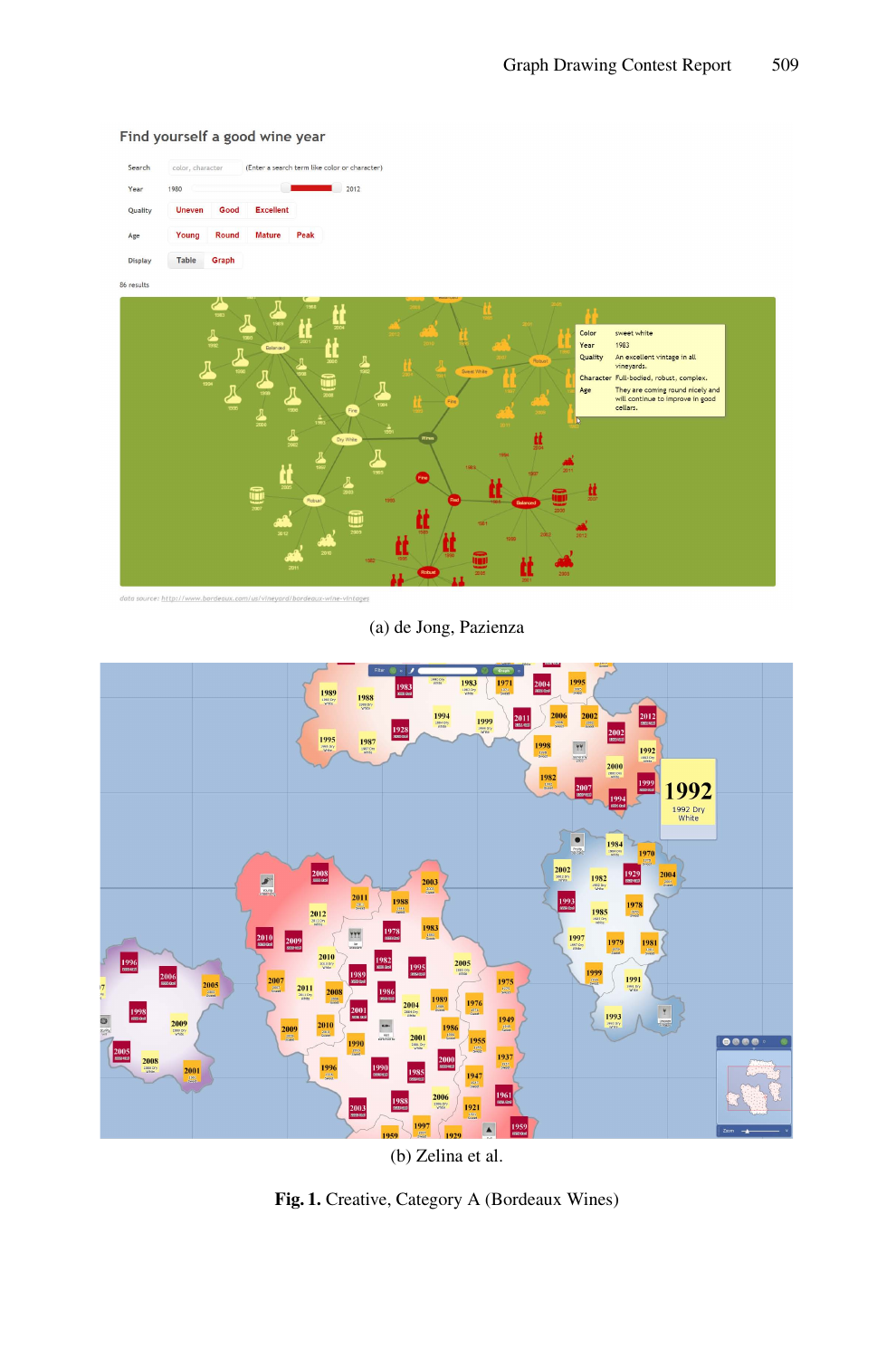(a) de Jong, Pazienza

(b) Zelina et al.

**Fig. 1.** Creative, Category A (Bordeaux Wines)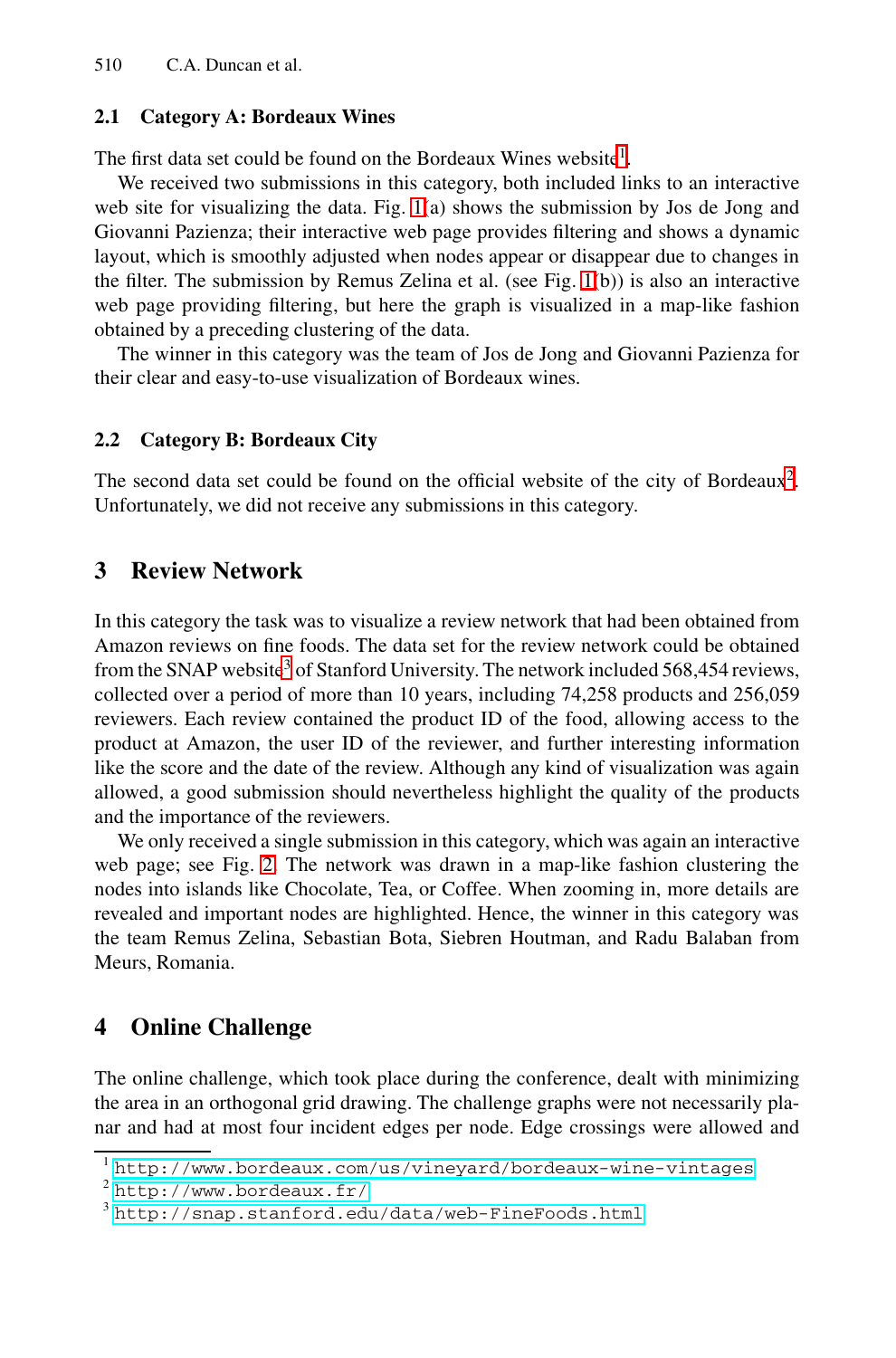### 2.1 Category A: Bordeaux Wines

The first data set could be found on the Bordeaux Wines website[1].

We received two submissions in this category, both included links to an interactive web site for visualizing the data. Fig. 1(a) shows the submission by Jos de Jong and Giovanni Pazienza; their interactive web page provides filtering and shows a dynamic layout, which is smoothly adjusted when nodes appear or disappear due to changes in the filter. The submission by Remus Zelina et al. (see Fig. 1(b)) is also an interactive web page providing filtering, but here the graph is visualized in a map-like fashion obtained by a preceding clustering of the data.

The winner in this category was the team of Jos de Jong and Giovanni Pazienza for their clear and easy-to-use visualization of Bordeaux wines.

### 2.2 Category B: Bordeaux City

The second data set could be found on the official website of the city of Bordeaux[2]. Unfortunately, we did not receive any submissions in this category.

## 3 Review Network

In this category the task was to visualize a review network that had been obtained from Amazon reviews on fine foods. The data set for the review network could be obtained from the SNAP website[3] of Stanford University. The network included 568,454 reviews, collected over a period of more than 10 years, including 74,258 products and 256,059 reviewers. Each review contained the product ID of the food, allowing access to the product at Amazon, the user ID of the reviewer, and further interesting information like the score and the date of the review. Although any kind of visualization was again allowed, a good submission should nevertheless highlight the quality of the products and the importance of the reviewers.

We only received a single submission in this category, which was again an interactive web page; see Fig. 2. The network was drawn in a map-like fashion clustering the nodes into islands like Chocolate, Tea, or Coffee. When zooming in, more details are revealed and important nodes are highlighted. Hence, the winner in this category was the team Remus Zelina, Sebastian Bota, Siebren Houtman, and Radu Balaban from Meurs, Romania.

## 4 Online Challenge

The online challenge, which took place during the conference, dealt with minimizing the area in an orthogonal grid drawing. The challenge graphs were not necessarily planar and had at most four incident edges per node. Edge crossings were allowed and

---

[1] http://www.bordeaux.com/us/vineyard/bordeaux-wine-vintages

[2] http://www.bordeaux.fr/

[3] http://snap.stanford.edu/data/web-FineFoods.html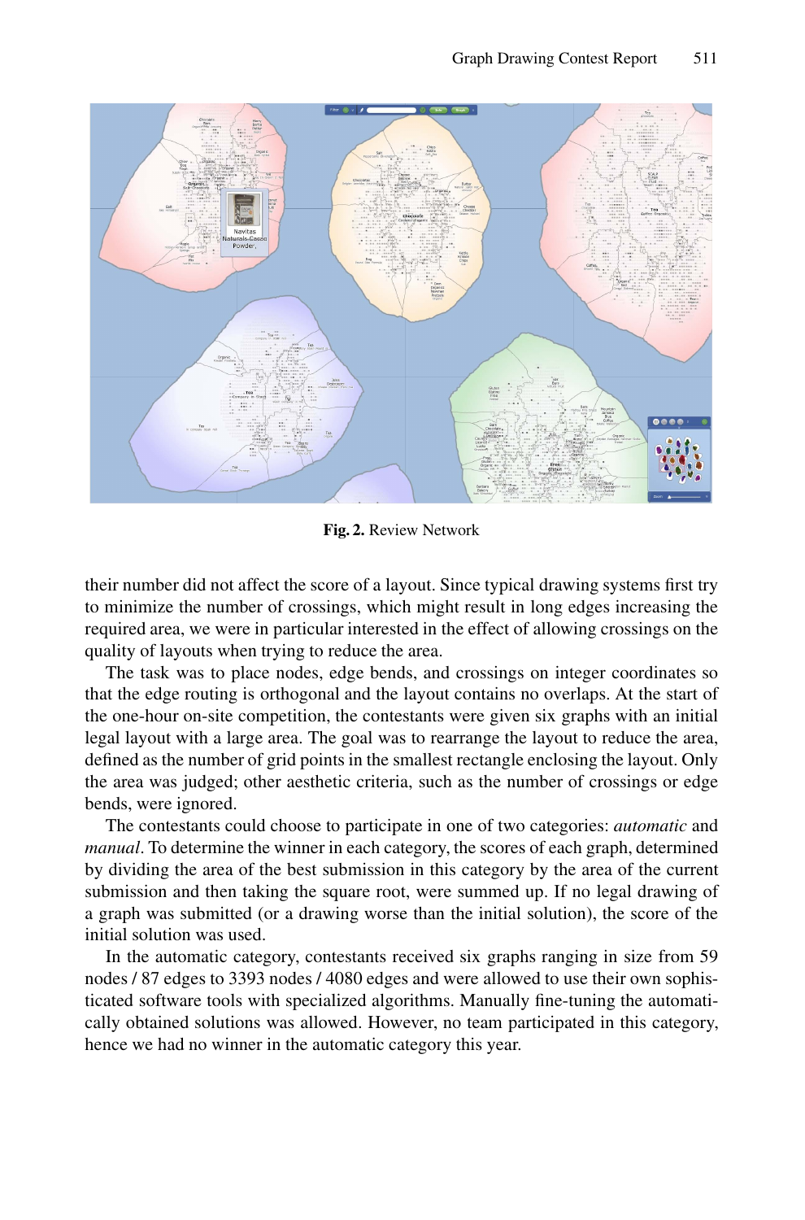**Fig. 2.** Review Network

their number did not affect the score of a layout. Since typical drawing systems first try to minimize the number of crossings, which might result in long edges increasing the required area, we were in particular interested in the effect of allowing crossings on the quality of layouts when trying to reduce the area.

The task was to place nodes, edge bends, and crossings on integer coordinates so that the edge routing is orthogonal and the layout contains no overlaps. At the start of the one-hour on-site competition, the contestants were given six graphs with an initial legal layout with a large area. The goal was to rearrange the layout to reduce the area, defined as the number of grid points in the smallest rectangle enclosing the layout. Only the area was judged; other aesthetic criteria, such as the number of crossings or edge bends, were ignored.

The contestants could choose to participate in one of two categories: *automatic* and *manual*. To determine the winner in each category, the scores of each graph, determined by dividing the area of the best submission in this category by the area of the current submission and then taking the square root, were summed up. If no legal drawing of a graph was submitted (or a drawing worse than the initial solution), the score of the initial solution was used.

In the automatic category, contestants received six graphs ranging in size from 59 nodes / 87 edges to 3393 nodes / 4080 edges and were allowed to use their own sophisticated software tools with specialized algorithms. Manually fine-tuning the automatically obtained solutions was allowed. However, no team participated in this category, hence we had no winner in the automatic category this year.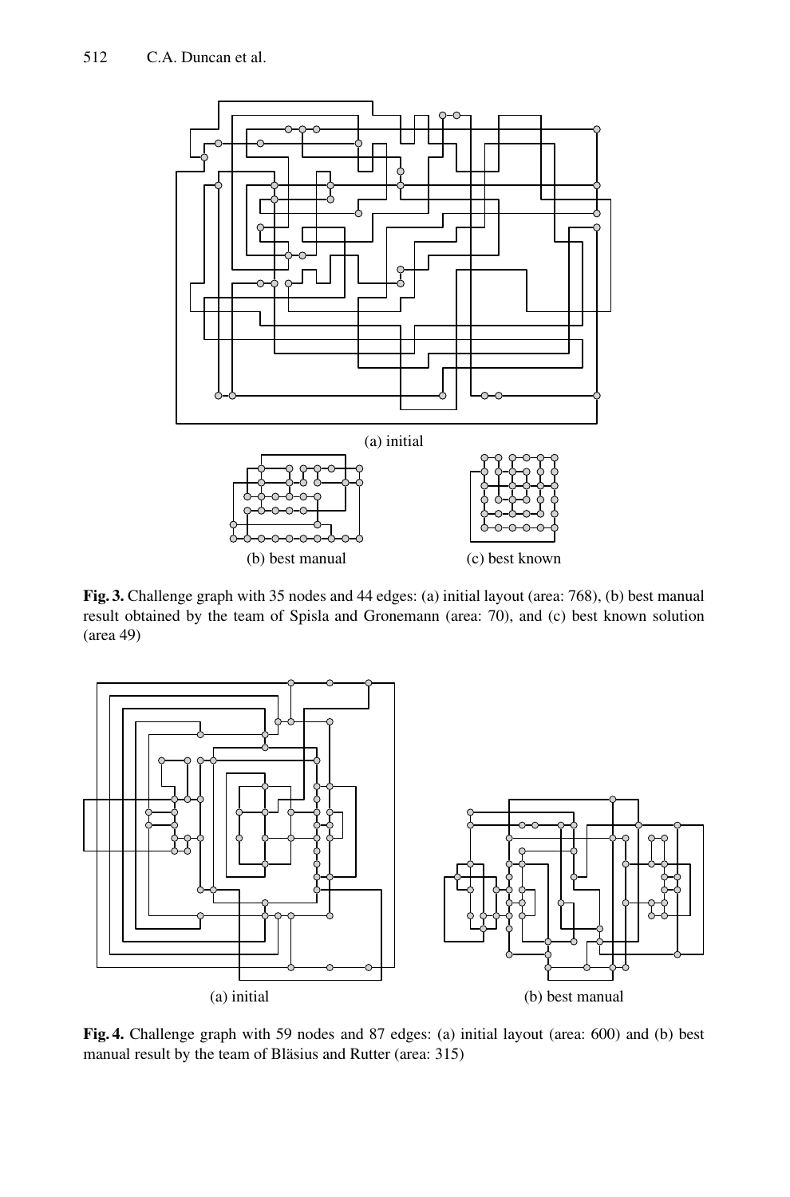(a) initial

(b) best manual

(c) best known

**Fig. 3.** Challenge graph with 35 nodes and 44 edges: (a) initial layout (area: 768), (b) best manual result obtained by the team of Spisla and Gronemann (area: 70), and (c) best known solution (area 49)

(a) initial

(b) best manual

**Fig. 4.** Challenge graph with 59 nodes and 87 edges: (a) initial layout (area: 600) and (b) best manual result by the team of Bläsius and Rutter (area: 315)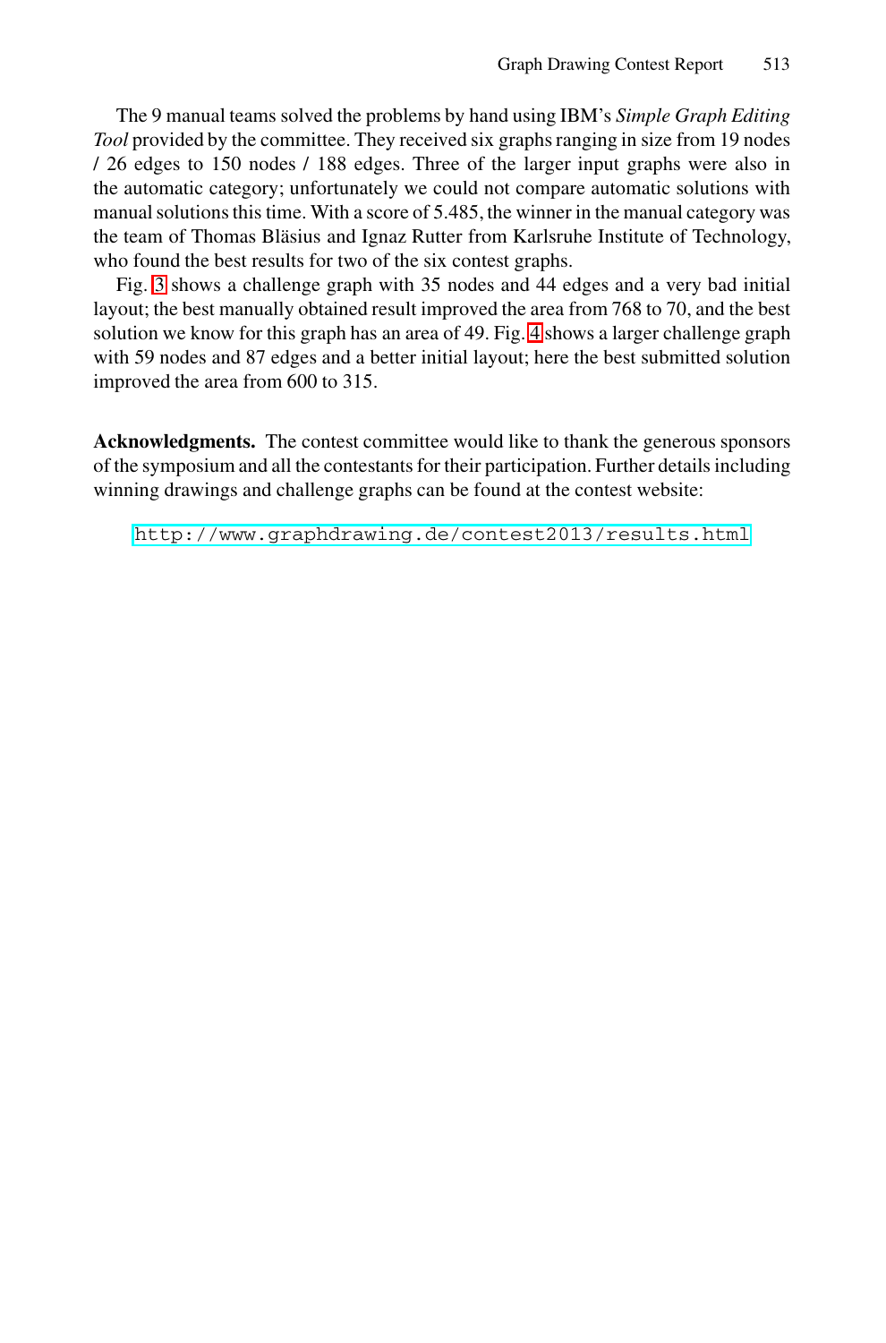The 9 manual teams solved the problems by hand using IBM's *Simple Graph Editing Tool* provided by the committee. They received six graphs ranging in size from 19 nodes / 26 edges to 150 nodes / 188 edges. Three of the larger input graphs were also in the automatic category; unfortunately we could not compare automatic solutions with manual solutions this time. With a score of 5.485, the winner in the manual category was the team of Thomas Bläsius and Ignaz Rutter from Karlsruhe Institute of Technology, who found the best results for two of the six contest graphs.

Fig. 3 shows a challenge graph with 35 nodes and 44 edges and a very bad initial layout; the best manually obtained result improved the area from 768 to 70, and the best solution we know for this graph has an area of 49. Fig. 4 shows a larger challenge graph with 59 nodes and 87 edges and a better initial layout; here the best submitted solution improved the area from 600 to 315.

**Acknowledgments.** The contest committee would like to thank the generous sponsors of the symposium and all the contestants for their participation. Further details including winning drawings and challenge graphs can be found at the contest website:

http://www.graphdrawing.de/contest2013/results.html